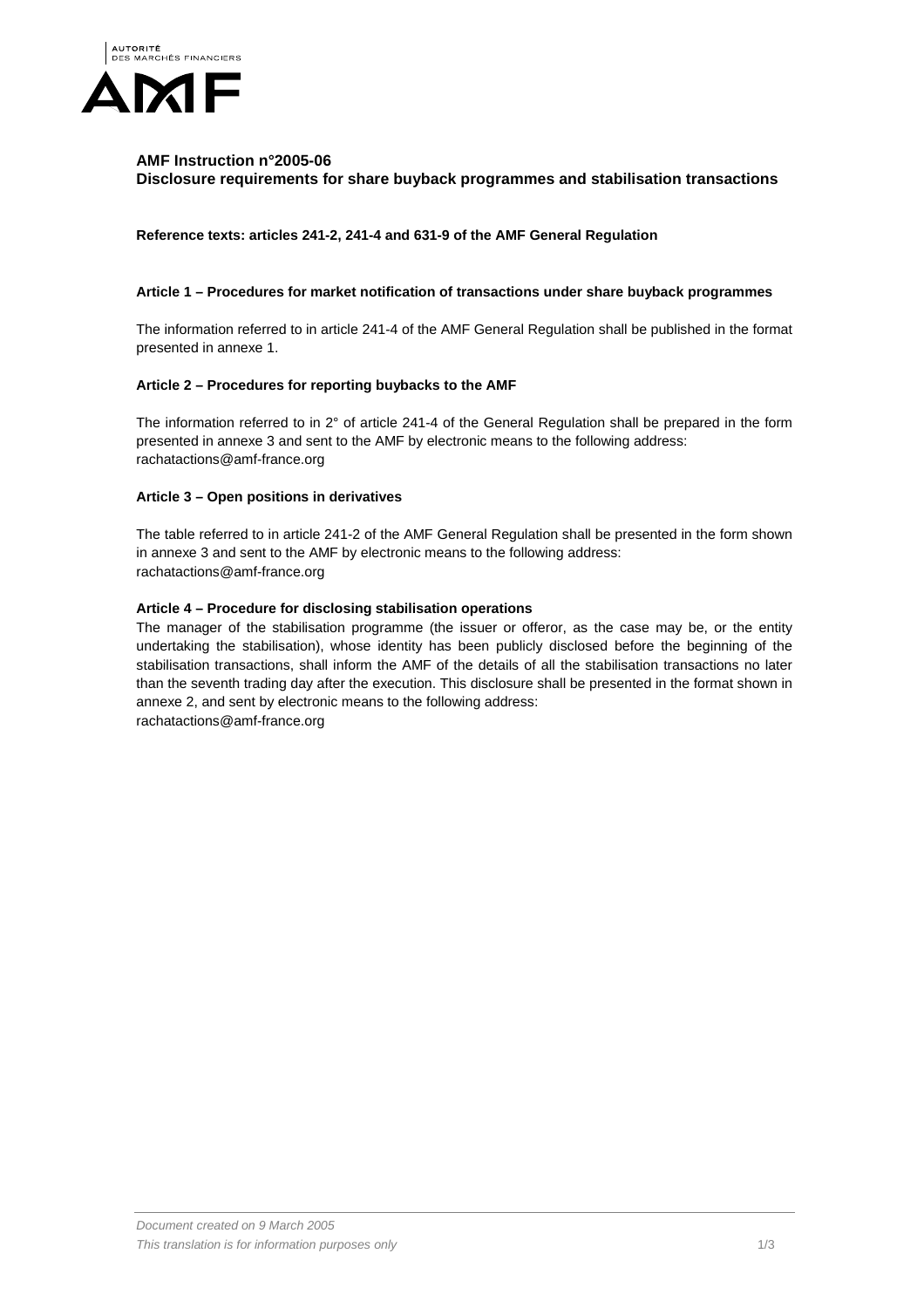# AMF Instruction n°2005-06
## Disclosure requirements for share buyback programmes and stabilisation transactions

**Reference texts: articles 241-2, 241-4 and 631-9 of the AMF General Regulation**

### Article 1 – Procedures for market notification of transactions under share buyback programmes

The information referred to in article 241-4 of the AMF General Regulation shall be published in the format presented in annexe 1.

### Article 2 – Procedures for reporting buybacks to the AMF

The information referred to in 2° of article 241-4 of the General Regulation shall be prepared in the form presented in annexe 3 and sent to the AMF by electronic means to the following address: rachatactions@amf-france.org

### Article 3 – Open positions in derivatives

The table referred to in article 241-2 of the AMF General Regulation shall be presented in the form shown in annexe 3 and sent to the AMF by electronic means to the following address: rachatactions@amf-france.org

### Article 4 – Procedure for disclosing stabilisation operations

The manager of the stabilisation programme (the issuer or offeror, as the case may be, or the entity undertaking the stabilisation), whose identity has been publicly disclosed before the beginning of the stabilisation transactions, shall inform the AMF of the details of all the stabilisation transactions no later than the seventh trading day after the execution. This disclosure shall be presented in the format shown in annexe 2, and sent by electronic means to the following address:
rachatactions@amf-france.org

*Document created on 9 March 2005*
*This translation is for information purposes only*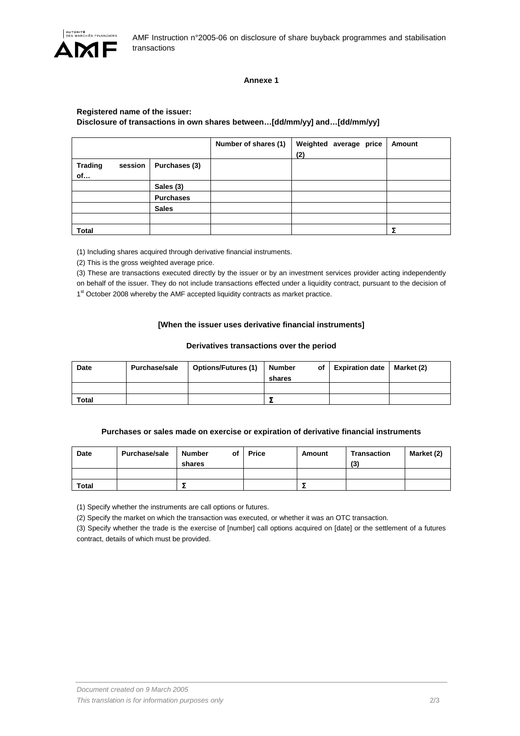## Annexe 1

**Registered name of the issuer:**
**Disclosure of transactions in own shares between…[dd/mm/yy] and…[dd/mm/yy]**

| | | Number of shares (1) | Weighted average price (2) | Amount |
|---|---|---|---|---|
| **Trading session of…** | **Purchases (3)** | | | |
| | **Sales (3)** | | | |
| | **Purchases** | | | |
| | **Sales** | | | |
| | | | | |
| **Total** | | | | Σ |

(1) Including shares acquired through derivative financial instruments.

(2) This is the gross weighted average price.

(3) These are transactions executed directly by the issuer or by an investment services provider acting independently on behalf of the issuer. They do not include transactions effected under a liquidity contract, pursuant to the decision of 1st October 2008 whereby the AMF accepted liquidity contracts as market practice.

**[When the issuer uses derivative financial instruments]**

**Derivatives transactions over the period**

| Date | Purchase/sale | Options/Futures (1) | Number of shares | Expiration date | Market (2) |
|---|---|---|---|---|---|
| | | | | | |
| **Total** | | | Σ | | |

**Purchases or sales made on exercise or expiration of derivative financial instruments**

| Date | Purchase/sale | Number of shares | Price | Amount | Transaction (3) | Market (2) |
|---|---|---|---|---|---|---|
| | | | | | | |
| **Total** | | Σ | | Σ | | |

(1) Specify whether the instruments are call options or futures.

(2) Specify the market on which the transaction was executed, or whether it was an OTC transaction.

(3) Specify whether the trade is the exercise of [number] call options acquired on [date] or the settlement of a futures contract, details of which must be provided.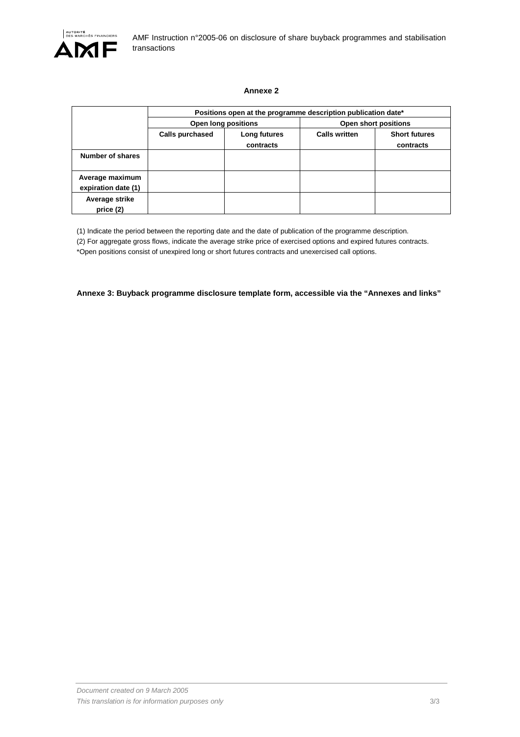## Annexe 2

| | Positions open at the programme description publication date* | | | |
|---|---|---|---|---|
| | Open long positions | | Open short positions | |
| | Calls purchased | Long futures contracts | Calls written | Short futures contracts |
| **Number of shares** | | | | |
| **Average maximum expiration date (1)** | | | | |
| **Average strike price (2)** | | | | |

(1) Indicate the period between the reporting date and the date of publication of the programme description.

(2) For aggregate gross flows, indicate the average strike price of exercised options and expired futures contracts.

*Open positions consist of unexpired long or short futures contracts and unexercised call options.

**Annexe 3: Buyback programme disclosure template form, accessible via the "Annexes and links"**

*Document created on 9 March 2005*

*This translation is for information purposes only*